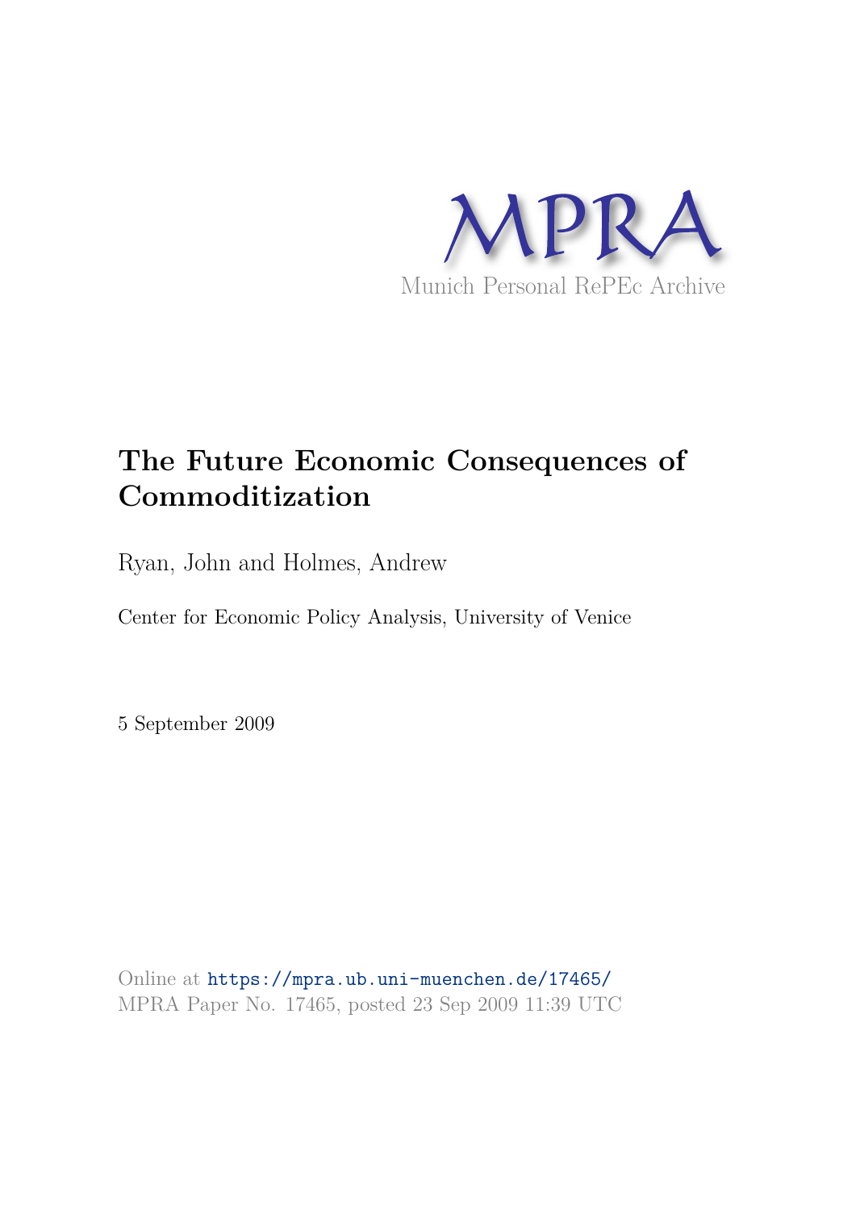MPRA

Munich Personal RePEc Archive

# The Future Economic Consequences of Commoditization

Ryan, John and Holmes, Andrew

Center for Economic Policy Analysis, University of Venice

5 September 2009

Online at https://mpra.ub.uni-muenchen.de/17465/
MPRA Paper No. 17465, posted 23 Sep 2009 11:39 UTC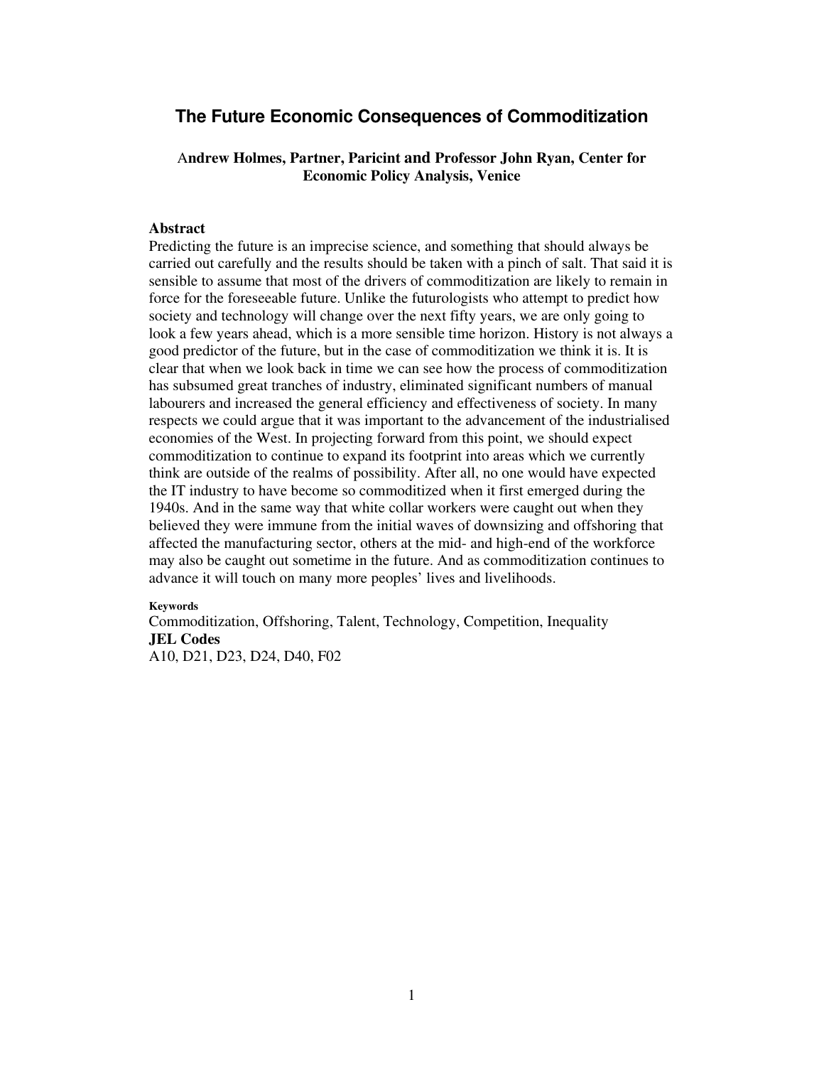# The Future Economic Consequences of Commoditization

**Andrew Holmes, Partner, Paricint and Professor John Ryan, Center for Economic Policy Analysis, Venice**

## Abstract

Predicting the future is an imprecise science, and something that should always be carried out carefully and the results should be taken with a pinch of salt. That said it is sensible to assume that most of the drivers of commoditization are likely to remain in force for the foreseeable future. Unlike the futurologists who attempt to predict how society and technology will change over the next fifty years, we are only going to look a few years ahead, which is a more sensible time horizon. History is not always a good predictor of the future, but in the case of commoditization we think it is. It is clear that when we look back in time we can see how the process of commoditization has subsumed great tranches of industry, eliminated significant numbers of manual labourers and increased the general efficiency and effectiveness of society. In many respects we could argue that it was important to the advancement of the industrialised economies of the West. In projecting forward from this point, we should expect commoditization to continue to expand its footprint into areas which we currently think are outside of the realms of possibility. After all, no one would have expected the IT industry to have become so commoditized when it first emerged during the 1940s. And in the same way that white collar workers were caught out when they believed they were immune from the initial waves of downsizing and offshoring that affected the manufacturing sector, others at the mid- and high-end of the workforce may also be caught out sometime in the future. And as commoditization continues to advance it will touch on many more peoples' lives and livelihoods.

**Keywords**

Commoditization, Offshoring, Talent, Technology, Competition, Inequality

**JEL Codes**

A10, D21, D23, D24, D40, F02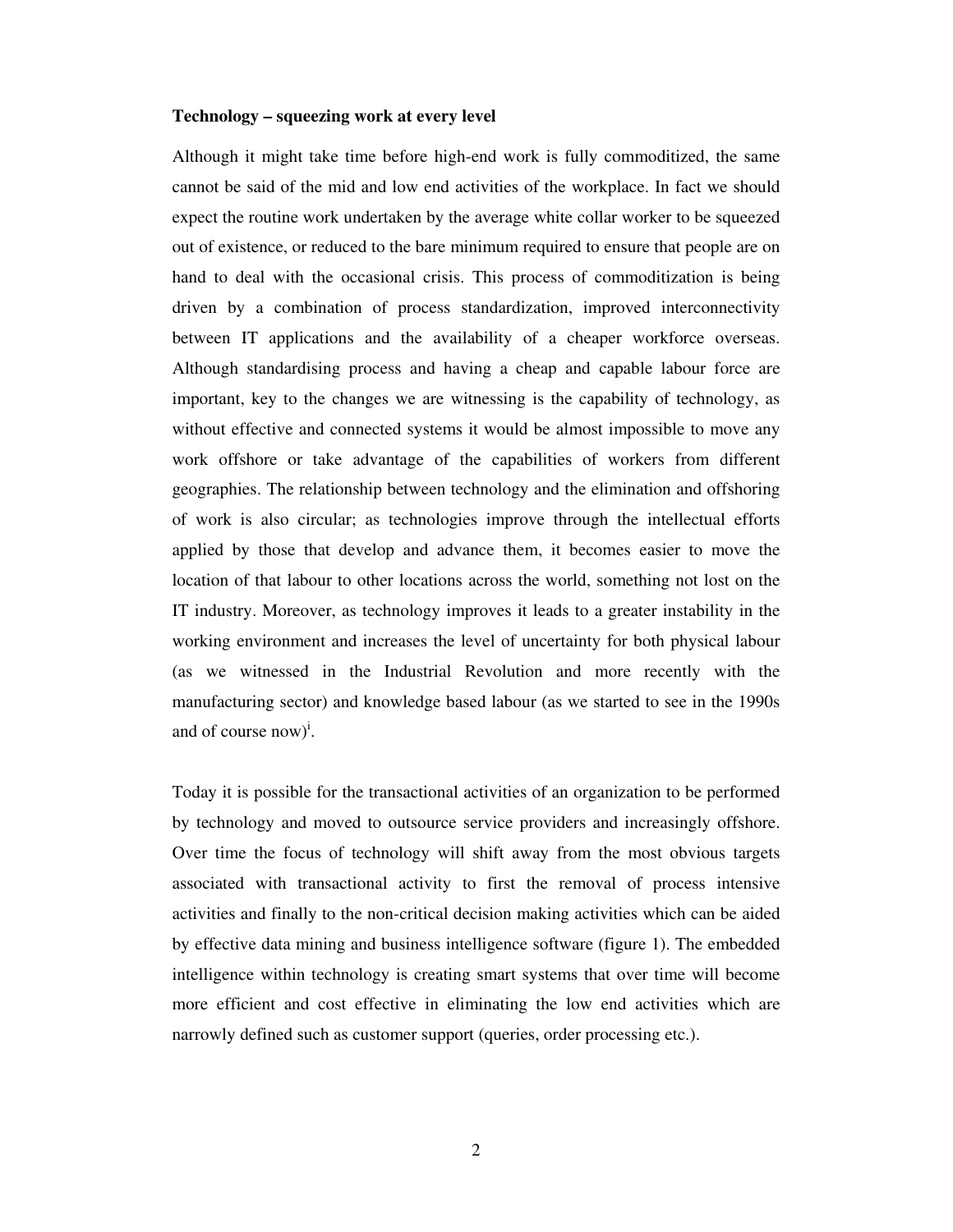**Technology – squeezing work at every level**

Although it might take time before high-end work is fully commoditized, the same cannot be said of the mid and low end activities of the workplace. In fact we should expect the routine work undertaken by the average white collar worker to be squeezed out of existence, or reduced to the bare minimum required to ensure that people are on hand to deal with the occasional crisis. This process of commoditization is being driven by a combination of process standardization, improved interconnectivity between IT applications and the availability of a cheaper workforce overseas. Although standardising process and having a cheap and capable labour force are important, key to the changes we are witnessing is the capability of technology, as without effective and connected systems it would be almost impossible to move any work offshore or take advantage of the capabilities of workers from different geographies. The relationship between technology and the elimination and offshoring of work is also circular; as technologies improve through the intellectual efforts applied by those that develop and advance them, it becomes easier to move the location of that labour to other locations across the world, something not lost on the IT industry. Moreover, as technology improves it leads to a greater instability in the working environment and increases the level of uncertainty for both physical labour (as we witnessed in the Industrial Revolution and more recently with the manufacturing sector) and knowledge based labour (as we started to see in the 1990s and of course now)[i].

Today it is possible for the transactional activities of an organization to be performed by technology and moved to outsource service providers and increasingly offshore. Over time the focus of technology will shift away from the most obvious targets associated with transactional activity to first the removal of process intensive activities and finally to the non-critical decision making activities which can be aided by effective data mining and business intelligence software (figure 1). The embedded intelligence within technology is creating smart systems that over time will become more efficient and cost effective in eliminating the low end activities which are narrowly defined such as customer support (queries, order processing etc.).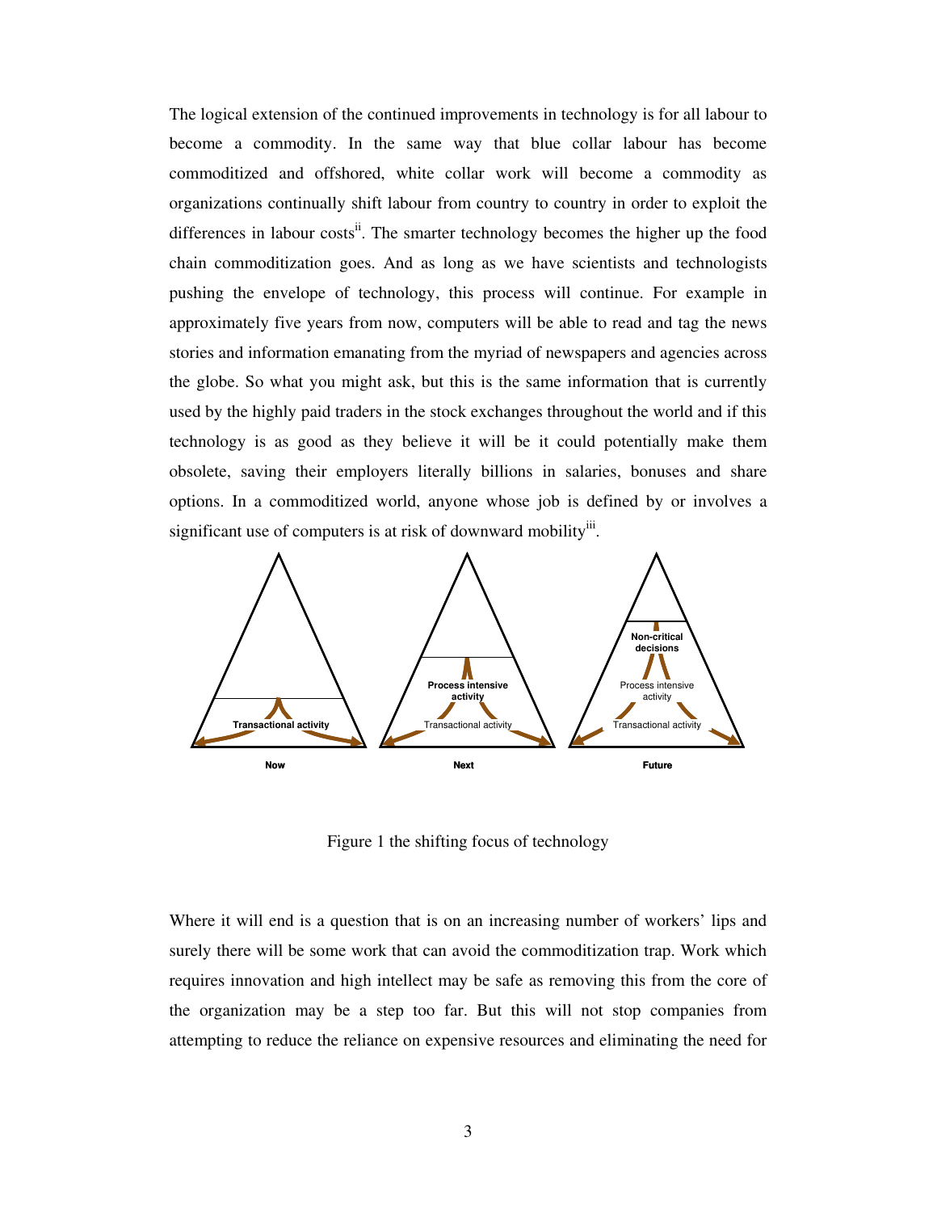The logical extension of the continued improvements in technology is for all labour to become a commodity. In the same way that blue collar labour has become commoditized and offshored, white collar work will become a commodity as organizations continually shift labour from country to country in order to exploit the differences in labour costs[ii]. The smarter technology becomes the higher up the food chain commoditization goes. And as long as we have scientists and technologists pushing the envelope of technology, this process will continue. For example in approximately five years from now, computers will be able to read and tag the news stories and information emanating from the myriad of newspapers and agencies across the globe. So what you might ask, but this is the same information that is currently used by the highly paid traders in the stock exchanges throughout the world and if this technology is as good as they believe it will be it could potentially make them obsolete, saving their employers literally billions in salaries, bonuses and share options. In a commoditized world, anyone whose job is defined by or involves a significant use of computers is at risk of downward mobility[iii].

Figure 1 the shifting focus of technology

Where it will end is a question that is on an increasing number of workers' lips and surely there will be some work that can avoid the commoditization trap. Work which requires innovation and high intellect may be safe as removing this from the core of the organization may be a step too far. But this will not stop companies from attempting to reduce the reliance on expensive resources and eliminating the need for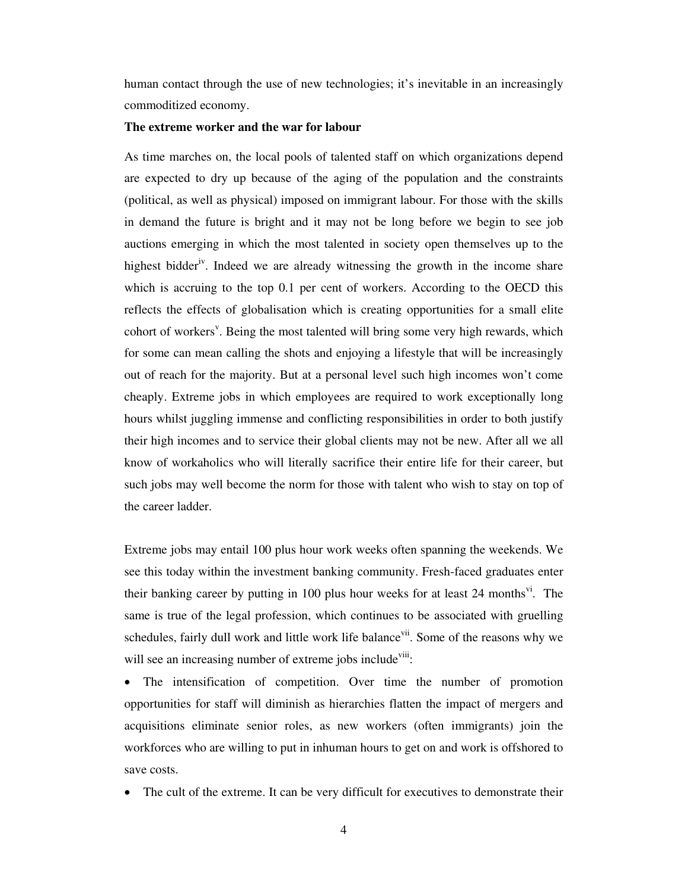human contact through the use of new technologies; it's inevitable in an increasingly commoditized economy.

**The extreme worker and the war for labour**

As time marches on, the local pools of talented staff on which organizations depend are expected to dry up because of the aging of the population and the constraints (political, as well as physical) imposed on immigrant labour. For those with the skills in demand the future is bright and it may not be long before we begin to see job auctions emerging in which the most talented in society open themselves up to the highest bidder[iv]. Indeed we are already witnessing the growth in the income share which is accruing to the top 0.1 per cent of workers. According to the OECD this reflects the effects of globalisation which is creating opportunities for a small elite cohort of workers[v]. Being the most talented will bring some very high rewards, which for some can mean calling the shots and enjoying a lifestyle that will be increasingly out of reach for the majority. But at a personal level such high incomes won't come cheaply. Extreme jobs in which employees are required to work exceptionally long hours whilst juggling immense and conflicting responsibilities in order to both justify their high incomes and to service their global clients may not be new. After all we all know of workaholics who will literally sacrifice their entire life for their career, but such jobs may well become the norm for those with talent who wish to stay on top of the career ladder.

Extreme jobs may entail 100 plus hour work weeks often spanning the weekends. We see this today within the investment banking community. Fresh-faced graduates enter their banking career by putting in 100 plus hour weeks for at least 24 months[vi]. The same is true of the legal profession, which continues to be associated with gruelling schedules, fairly dull work and little work life balance[vii]. Some of the reasons why we will see an increasing number of extreme jobs include[viii]:

- The intensification of competition. Over time the number of promotion opportunities for staff will diminish as hierarchies flatten the impact of mergers and acquisitions eliminate senior roles, as new workers (often immigrants) join the workforces who are willing to put in inhuman hours to get on and work is offshored to save costs.
- The cult of the extreme. It can be very difficult for executives to demonstrate their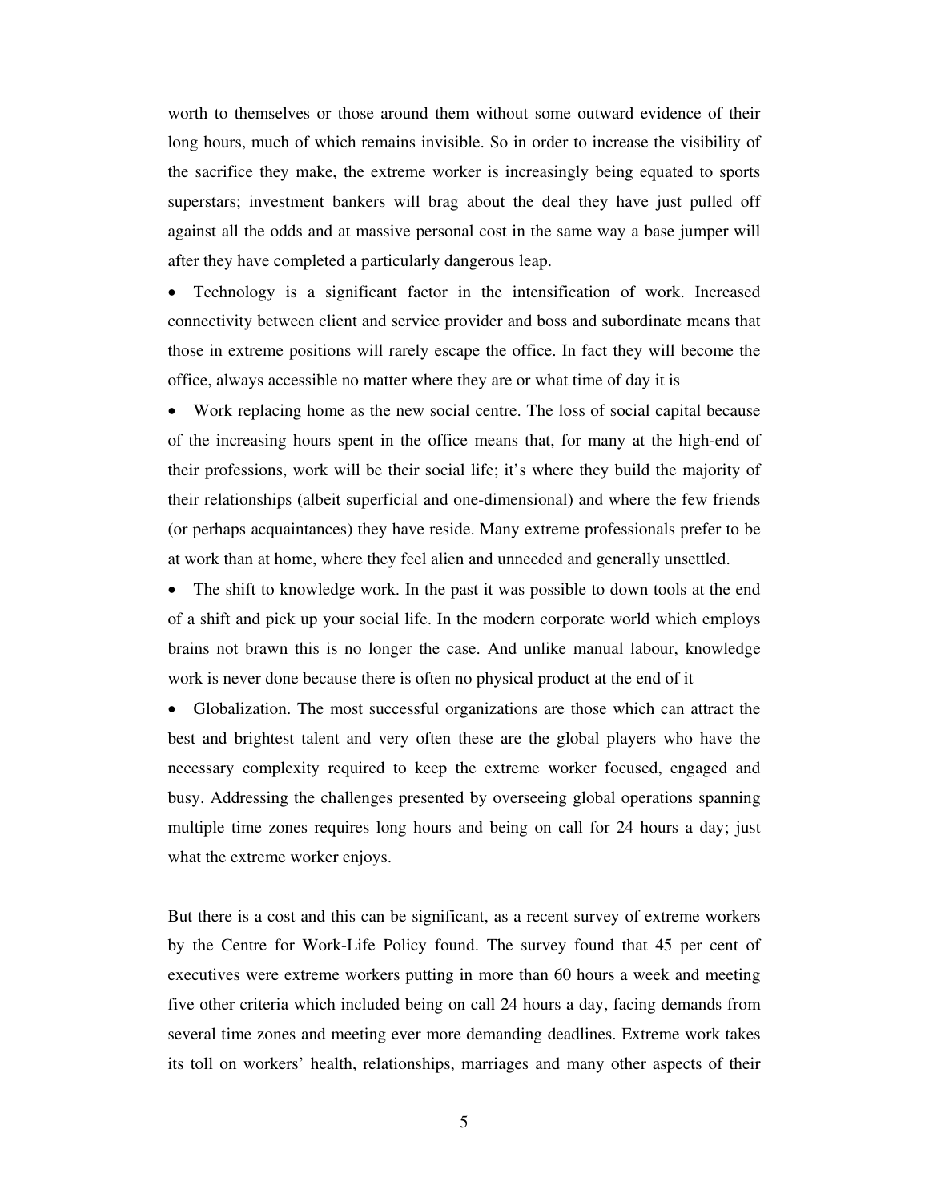worth to themselves or those around them without some outward evidence of their long hours, much of which remains invisible. So in order to increase the visibility of the sacrifice they make, the extreme worker is increasingly being equated to sports superstars; investment bankers will brag about the deal they have just pulled off against all the odds and at massive personal cost in the same way a base jumper will after they have completed a particularly dangerous leap.

- Technology is a significant factor in the intensification of work. Increased connectivity between client and service provider and boss and subordinate means that those in extreme positions will rarely escape the office. In fact they will become the office, always accessible no matter where they are or what time of day it is
- Work replacing home as the new social centre. The loss of social capital because of the increasing hours spent in the office means that, for many at the high-end of their professions, work will be their social life; it's where they build the majority of their relationships (albeit superficial and one-dimensional) and where the few friends (or perhaps acquaintances) they have reside. Many extreme professionals prefer to be at work than at home, where they feel alien and unneeded and generally unsettled.
- The shift to knowledge work. In the past it was possible to down tools at the end of a shift and pick up your social life. In the modern corporate world which employs brains not brawn this is no longer the case. And unlike manual labour, knowledge work is never done because there is often no physical product at the end of it
- Globalization. The most successful organizations are those which can attract the best and brightest talent and very often these are the global players who have the necessary complexity required to keep the extreme worker focused, engaged and busy. Addressing the challenges presented by overseeing global operations spanning multiple time zones requires long hours and being on call for 24 hours a day; just what the extreme worker enjoys.

But there is a cost and this can be significant, as a recent survey of extreme workers by the Centre for Work-Life Policy found. The survey found that 45 per cent of executives were extreme workers putting in more than 60 hours a week and meeting five other criteria which included being on call 24 hours a day, facing demands from several time zones and meeting ever more demanding deadlines. Extreme work takes its toll on workers' health, relationships, marriages and many other aspects of their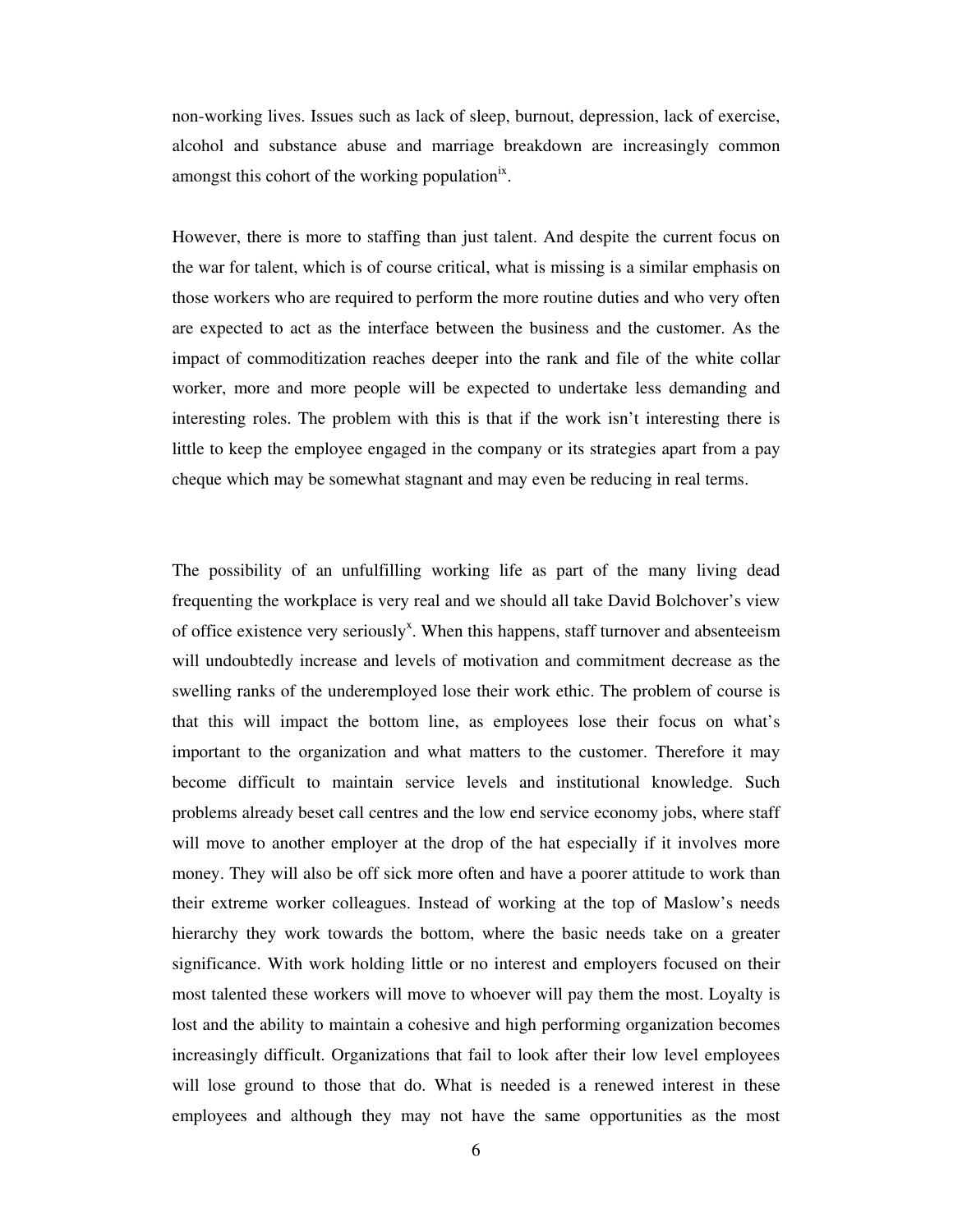non-working lives. Issues such as lack of sleep, burnout, depression, lack of exercise, alcohol and substance abuse and marriage breakdown are increasingly common amongst this cohort of the working population[ix].

However, there is more to staffing than just talent. And despite the current focus on the war for talent, which is of course critical, what is missing is a similar emphasis on those workers who are required to perform the more routine duties and who very often are expected to act as the interface between the business and the customer. As the impact of commoditization reaches deeper into the rank and file of the white collar worker, more and more people will be expected to undertake less demanding and interesting roles. The problem with this is that if the work isn't interesting there is little to keep the employee engaged in the company or its strategies apart from a pay cheque which may be somewhat stagnant and may even be reducing in real terms.

The possibility of an unfulfilling working life as part of the many living dead frequenting the workplace is very real and we should all take David Bolchover's view of office existence very seriously[x]. When this happens, staff turnover and absenteeism will undoubtedly increase and levels of motivation and commitment decrease as the swelling ranks of the underemployed lose their work ethic. The problem of course is that this will impact the bottom line, as employees lose their focus on what's important to the organization and what matters to the customer. Therefore it may become difficult to maintain service levels and institutional knowledge. Such problems already beset call centres and the low end service economy jobs, where staff will move to another employer at the drop of the hat especially if it involves more money. They will also be off sick more often and have a poorer attitude to work than their extreme worker colleagues. Instead of working at the top of Maslow's needs hierarchy they work towards the bottom, where the basic needs take on a greater significance. With work holding little or no interest and employers focused on their most talented these workers will move to whoever will pay them the most. Loyalty is lost and the ability to maintain a cohesive and high performing organization becomes increasingly difficult. Organizations that fail to look after their low level employees will lose ground to those that do. What is needed is a renewed interest in these employees and although they may not have the same opportunities as the most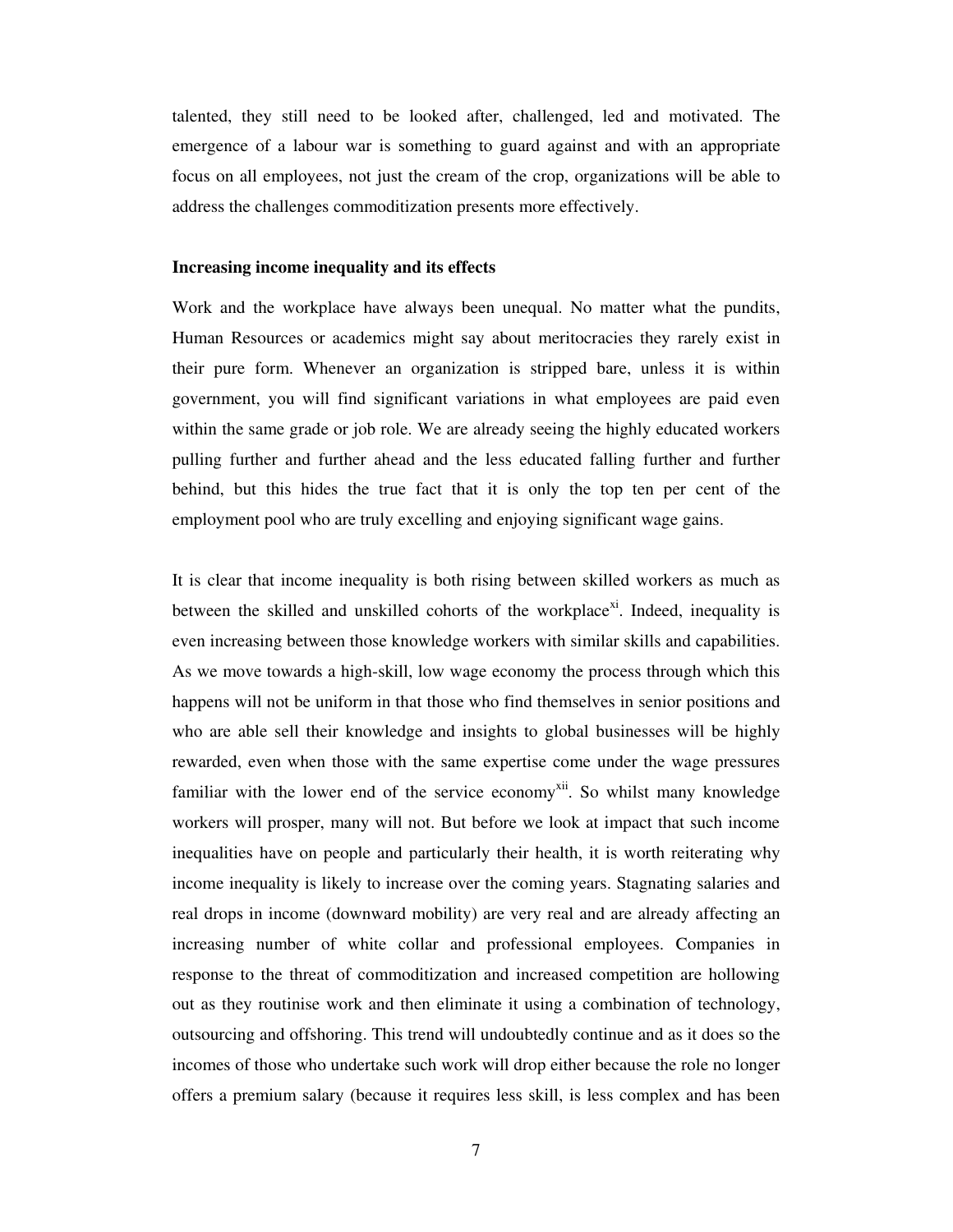talented, they still need to be looked after, challenged, led and motivated. The emergence of a labour war is something to guard against and with an appropriate focus on all employees, not just the cream of the crop, organizations will be able to address the challenges commoditization presents more effectively.

**Increasing income inequality and its effects**

Work and the workplace have always been unequal. No matter what the pundits, Human Resources or academics might say about meritocracies they rarely exist in their pure form. Whenever an organization is stripped bare, unless it is within government, you will find significant variations in what employees are paid even within the same grade or job role. We are already seeing the highly educated workers pulling further and further ahead and the less educated falling further and further behind, but this hides the true fact that it is only the top ten per cent of the employment pool who are truly excelling and enjoying significant wage gains.

It is clear that income inequality is both rising between skilled workers as much as between the skilled and unskilled cohorts of the workplace[xi]. Indeed, inequality is even increasing between those knowledge workers with similar skills and capabilities. As we move towards a high-skill, low wage economy the process through which this happens will not be uniform in that those who find themselves in senior positions and who are able sell their knowledge and insights to global businesses will be highly rewarded, even when those with the same expertise come under the wage pressures familiar with the lower end of the service economy[xii]. So whilst many knowledge workers will prosper, many will not. But before we look at impact that such income inequalities have on people and particularly their health, it is worth reiterating why income inequality is likely to increase over the coming years. Stagnating salaries and real drops in income (downward mobility) are very real and are already affecting an increasing number of white collar and professional employees. Companies in response to the threat of commoditization and increased competition are hollowing out as they routinise work and then eliminate it using a combination of technology, outsourcing and offshoring. This trend will undoubtedly continue and as it does so the incomes of those who undertake such work will drop either because the role no longer offers a premium salary (because it requires less skill, is less complex and has been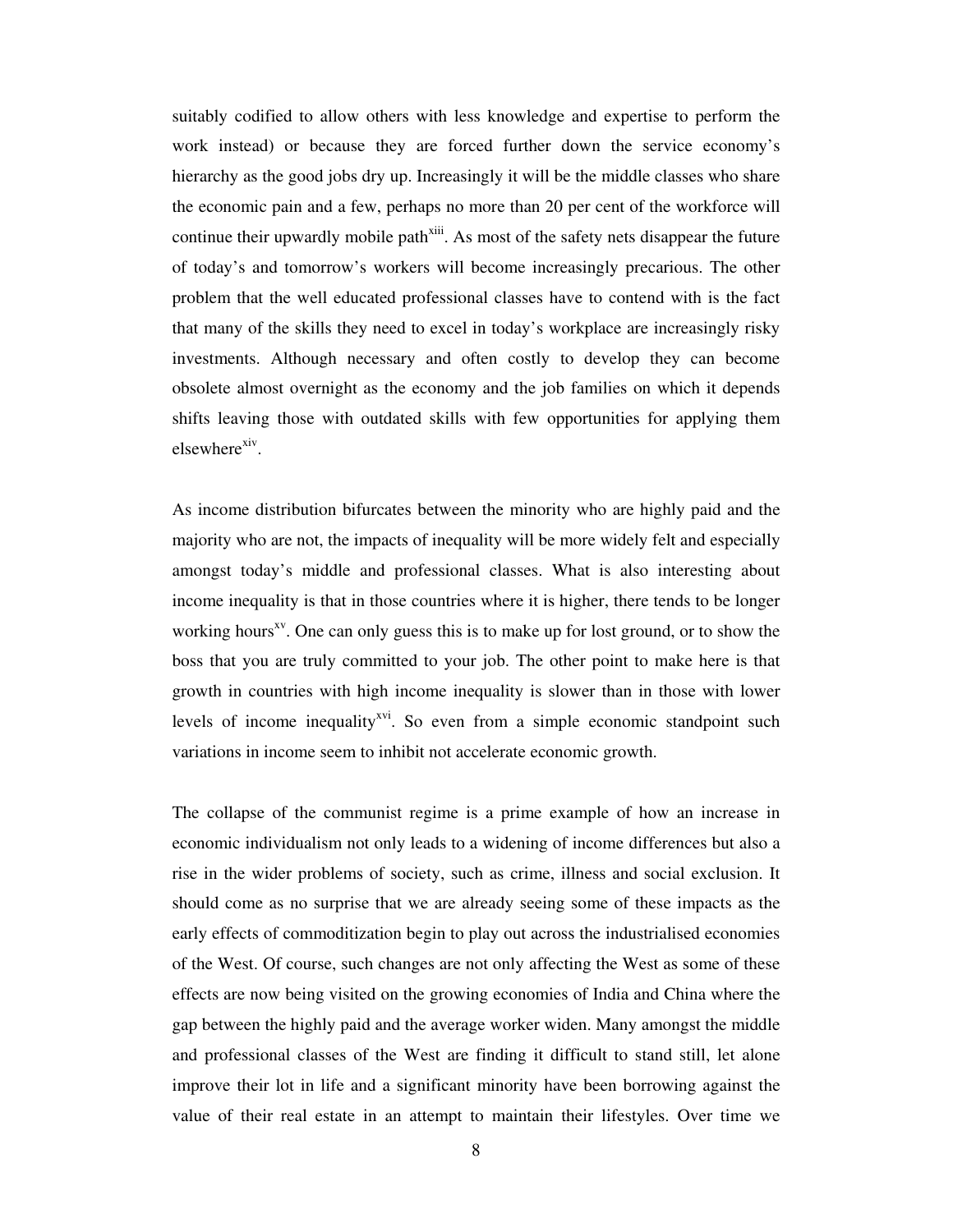suitably codified to allow others with less knowledge and expertise to perform the work instead) or because they are forced further down the service economy's hierarchy as the good jobs dry up. Increasingly it will be the middle classes who share the economic pain and a few, perhaps no more than 20 per cent of the workforce will continue their upwardly mobile path[xiii]. As most of the safety nets disappear the future of today's and tomorrow's workers will become increasingly precarious. The other problem that the well educated professional classes have to contend with is the fact that many of the skills they need to excel in today's workplace are increasingly risky investments. Although necessary and often costly to develop they can become obsolete almost overnight as the economy and the job families on which it depends shifts leaving those with outdated skills with few opportunities for applying them elsewhere[xiv].

As income distribution bifurcates between the minority who are highly paid and the majority who are not, the impacts of inequality will be more widely felt and especially amongst today's middle and professional classes. What is also interesting about income inequality is that in those countries where it is higher, there tends to be longer working hours[xv]. One can only guess this is to make up for lost ground, or to show the boss that you are truly committed to your job. The other point to make here is that growth in countries with high income inequality is slower than in those with lower levels of income inequality[xvi]. So even from a simple economic standpoint such variations in income seem to inhibit not accelerate economic growth.

The collapse of the communist regime is a prime example of how an increase in economic individualism not only leads to a widening of income differences but also a rise in the wider problems of society, such as crime, illness and social exclusion. It should come as no surprise that we are already seeing some of these impacts as the early effects of commoditization begin to play out across the industrialised economies of the West. Of course, such changes are not only affecting the West as some of these effects are now being visited on the growing economies of India and China where the gap between the highly paid and the average worker widen. Many amongst the middle and professional classes of the West are finding it difficult to stand still, let alone improve their lot in life and a significant minority have been borrowing against the value of their real estate in an attempt to maintain their lifestyles. Over time we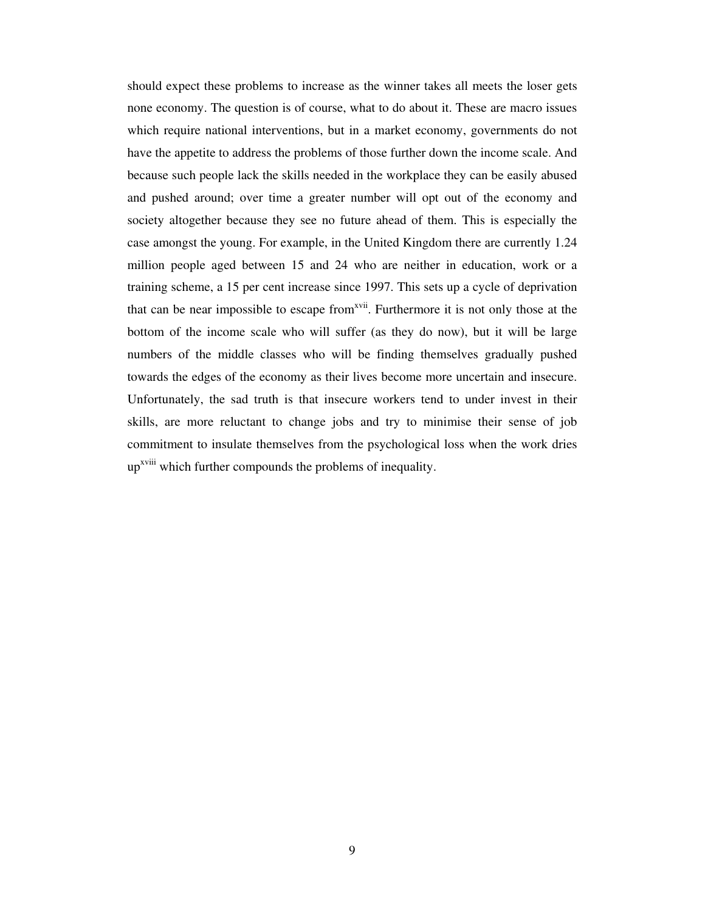should expect these problems to increase as the winner takes all meets the loser gets none economy. The question is of course, what to do about it. These are macro issues which require national interventions, but in a market economy, governments do not have the appetite to address the problems of those further down the income scale. And because such people lack the skills needed in the workplace they can be easily abused and pushed around; over time a greater number will opt out of the economy and society altogether because they see no future ahead of them. This is especially the case amongst the young. For example, in the United Kingdom there are currently 1.24 million people aged between 15 and 24 who are neither in education, work or a training scheme, a 15 per cent increase since 1997. This sets up a cycle of deprivation that can be near impossible to escape from[xvii]. Furthermore it is not only those at the bottom of the income scale who will suffer (as they do now), but it will be large numbers of the middle classes who will be finding themselves gradually pushed towards the edges of the economy as their lives become more uncertain and insecure. Unfortunately, the sad truth is that insecure workers tend to under invest in their skills, are more reluctant to change jobs and try to minimise their sense of job commitment to insulate themselves from the psychological loss when the work dries up[xviii] which further compounds the problems of inequality.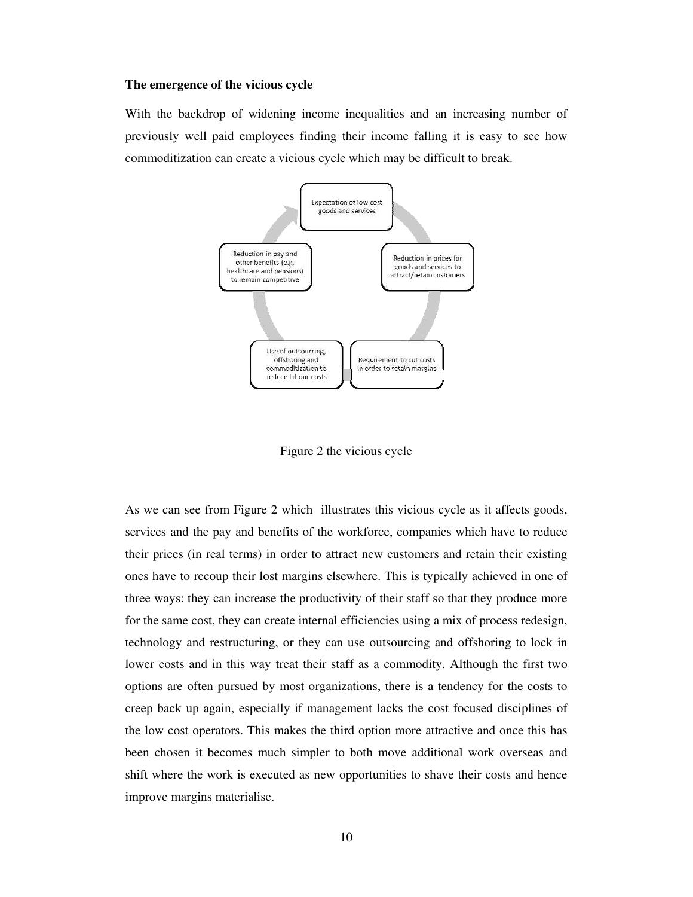**The emergence of the vicious cycle**

With the backdrop of widening income inequalities and an increasing number of previously well paid employees finding their income falling it is easy to see how commoditization can create a vicious cycle which may be difficult to break.

Figure 2 the vicious cycle

As we can see from Figure 2 which illustrates this vicious cycle as it affects goods, services and the pay and benefits of the workforce, companies which have to reduce their prices (in real terms) in order to attract new customers and retain their existing ones have to recoup their lost margins elsewhere. This is typically achieved in one of three ways: they can increase the productivity of their staff so that they produce more for the same cost, they can create internal efficiencies using a mix of process redesign, technology and restructuring, or they can use outsourcing and offshoring to lock in lower costs and in this way treat their staff as a commodity. Although the first two options are often pursued by most organizations, there is a tendency for the costs to creep back up again, especially if management lacks the cost focused disciplines of the low cost operators. This makes the third option more attractive and once this has been chosen it becomes much simpler to both move additional work overseas and shift where the work is executed as new opportunities to shave their costs and hence improve margins materialise.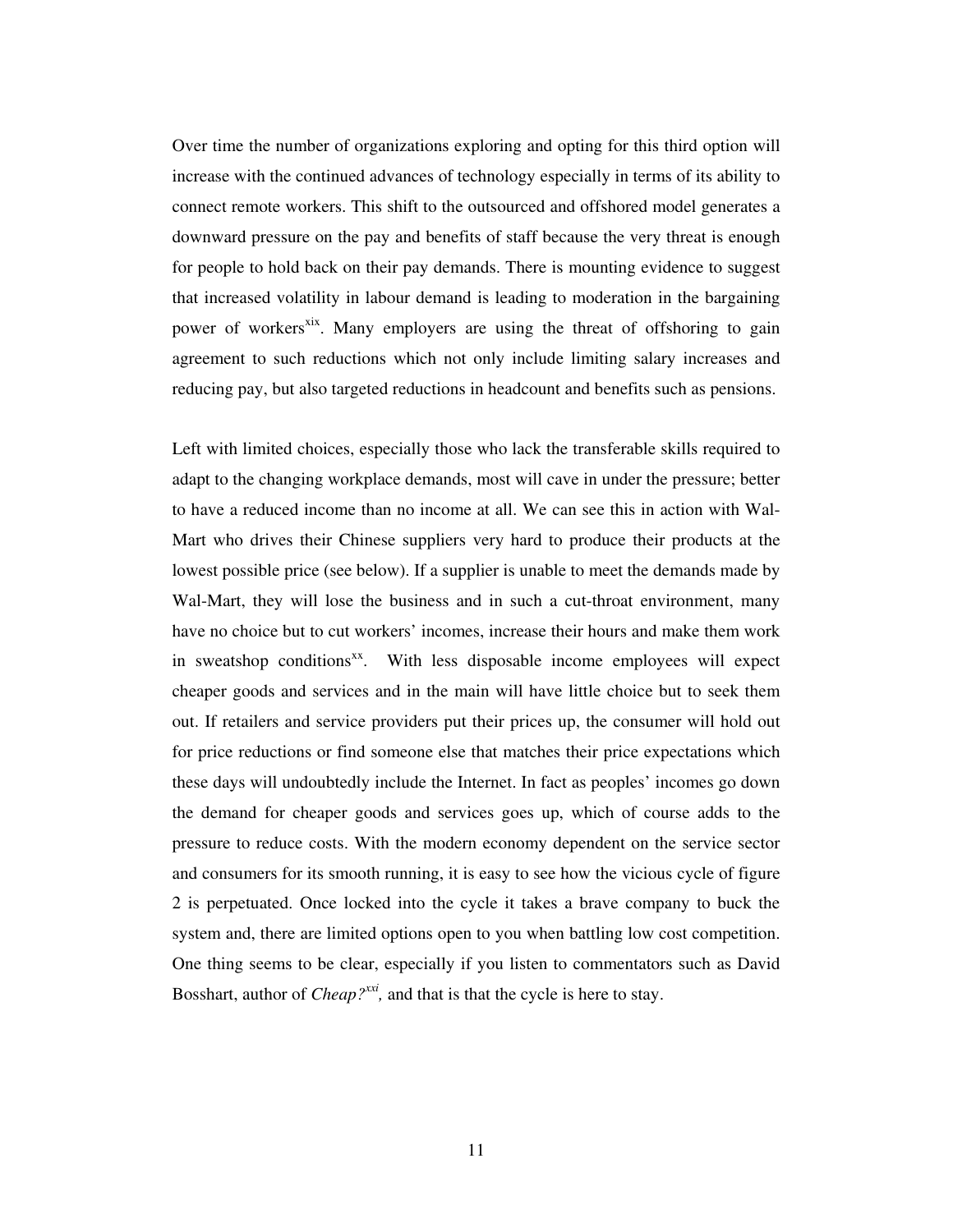Over time the number of organizations exploring and opting for this third option will increase with the continued advances of technology especially in terms of its ability to connect remote workers. This shift to the outsourced and offshored model generates a downward pressure on the pay and benefits of staff because the very threat is enough for people to hold back on their pay demands. There is mounting evidence to suggest that increased volatility in labour demand is leading to moderation in the bargaining power of workers[xix]. Many employers are using the threat of offshoring to gain agreement to such reductions which not only include limiting salary increases and reducing pay, but also targeted reductions in headcount and benefits such as pensions.

Left with limited choices, especially those who lack the transferable skills required to adapt to the changing workplace demands, most will cave in under the pressure; better to have a reduced income than no income at all. We can see this in action with Wal-Mart who drives their Chinese suppliers very hard to produce their products at the lowest possible price (see below). If a supplier is unable to meet the demands made by Wal-Mart, they will lose the business and in such a cut-throat environment, many have no choice but to cut workers' incomes, increase their hours and make them work in sweatshop conditions[xx]. With less disposable income employees will expect cheaper goods and services and in the main will have little choice but to seek them out. If retailers and service providers put their prices up, the consumer will hold out for price reductions or find someone else that matches their price expectations which these days will undoubtedly include the Internet. In fact as peoples' incomes go down the demand for cheaper goods and services goes up, which of course adds to the pressure to reduce costs. With the modern economy dependent on the service sector and consumers for its smooth running, it is easy to see how the vicious cycle of figure 2 is perpetuated. Once locked into the cycle it takes a brave company to buck the system and, there are limited options open to you when battling low cost competition. One thing seems to be clear, especially if you listen to commentators such as David Bosshart, author of *Cheap?*[xxi], and that is that the cycle is here to stay.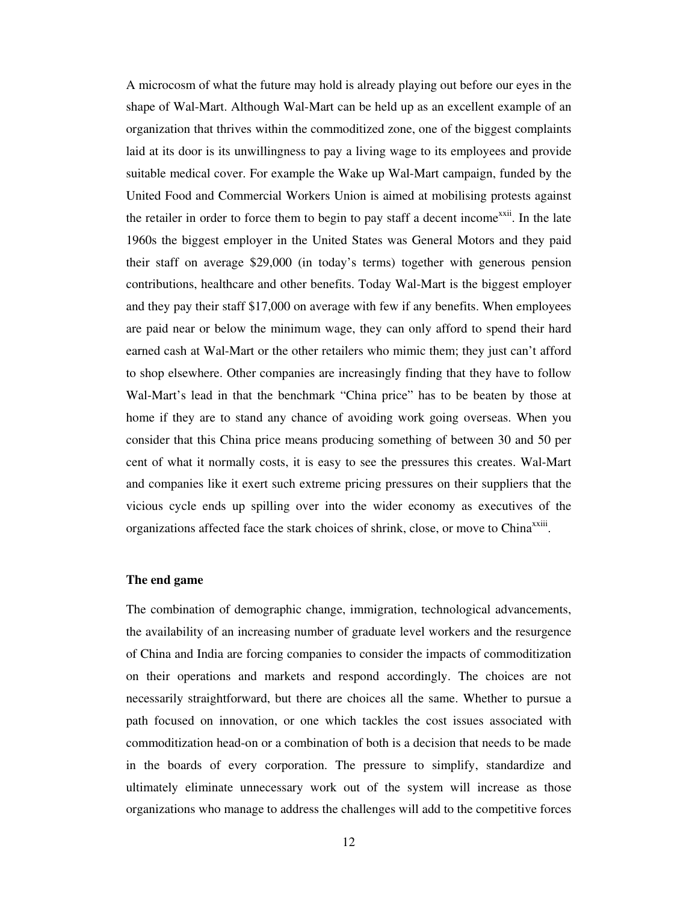A microcosm of what the future may hold is already playing out before our eyes in the shape of Wal-Mart. Although Wal-Mart can be held up as an excellent example of an organization that thrives within the commoditized zone, one of the biggest complaints laid at its door is its unwillingness to pay a living wage to its employees and provide suitable medical cover. For example the Wake up Wal-Mart campaign, funded by the United Food and Commercial Workers Union is aimed at mobilising protests against the retailer in order to force them to begin to pay staff a decent income[xxii]. In the late 1960s the biggest employer in the United States was General Motors and they paid their staff on average $29,000 (in today's terms) together with generous pension contributions, healthcare and other benefits. Today Wal-Mart is the biggest employer and they pay their staff $17,000 on average with few if any benefits. When employees are paid near or below the minimum wage, they can only afford to spend their hard earned cash at Wal-Mart or the other retailers who mimic them; they just can't afford to shop elsewhere. Other companies are increasingly finding that they have to follow Wal-Mart's lead in that the benchmark "China price" has to be beaten by those at home if they are to stand any chance of avoiding work going overseas. When you consider that this China price means producing something of between 30 and 50 per cent of what it normally costs, it is easy to see the pressures this creates. Wal-Mart and companies like it exert such extreme pricing pressures on their suppliers that the vicious cycle ends up spilling over into the wider economy as executives of the organizations affected face the stark choices of shrink, close, or move to China[xxiii].

**The end game**

The combination of demographic change, immigration, technological advancements, the availability of an increasing number of graduate level workers and the resurgence of China and India are forcing companies to consider the impacts of commoditization on their operations and markets and respond accordingly. The choices are not necessarily straightforward, but there are choices all the same. Whether to pursue a path focused on innovation, or one which tackles the cost issues associated with commoditization head-on or a combination of both is a decision that needs to be made in the boards of every corporation. The pressure to simplify, standardize and ultimately eliminate unnecessary work out of the system will increase as those organizations who manage to address the challenges will add to the competitive forces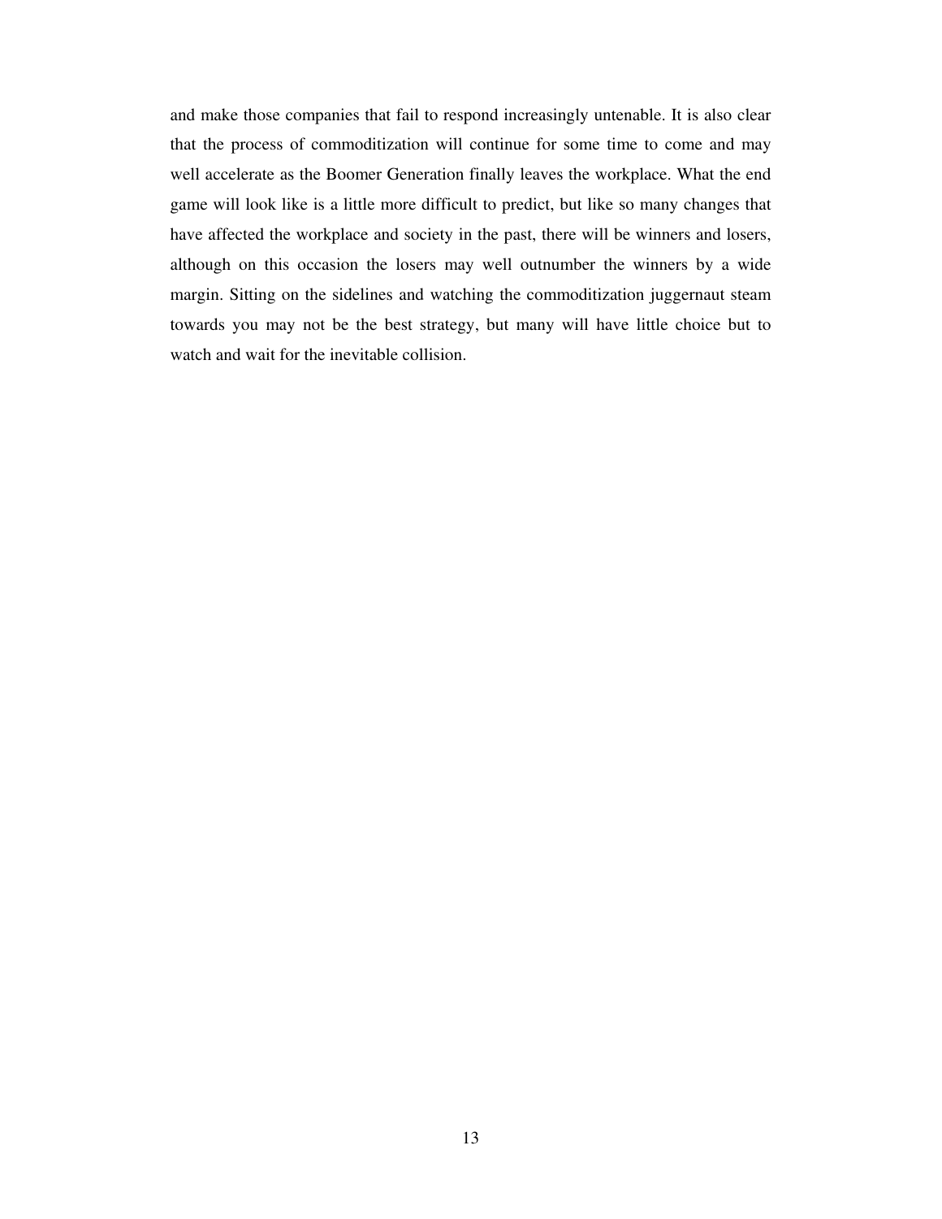and make those companies that fail to respond increasingly untenable. It is also clear that the process of commoditization will continue for some time to come and may well accelerate as the Boomer Generation finally leaves the workplace. What the end game will look like is a little more difficult to predict, but like so many changes that have affected the workplace and society in the past, there will be winners and losers, although on this occasion the losers may well outnumber the winners by a wide margin. Sitting on the sidelines and watching the commoditization juggernaut steam towards you may not be the best strategy, but many will have little choice but to watch and wait for the inevitable collision.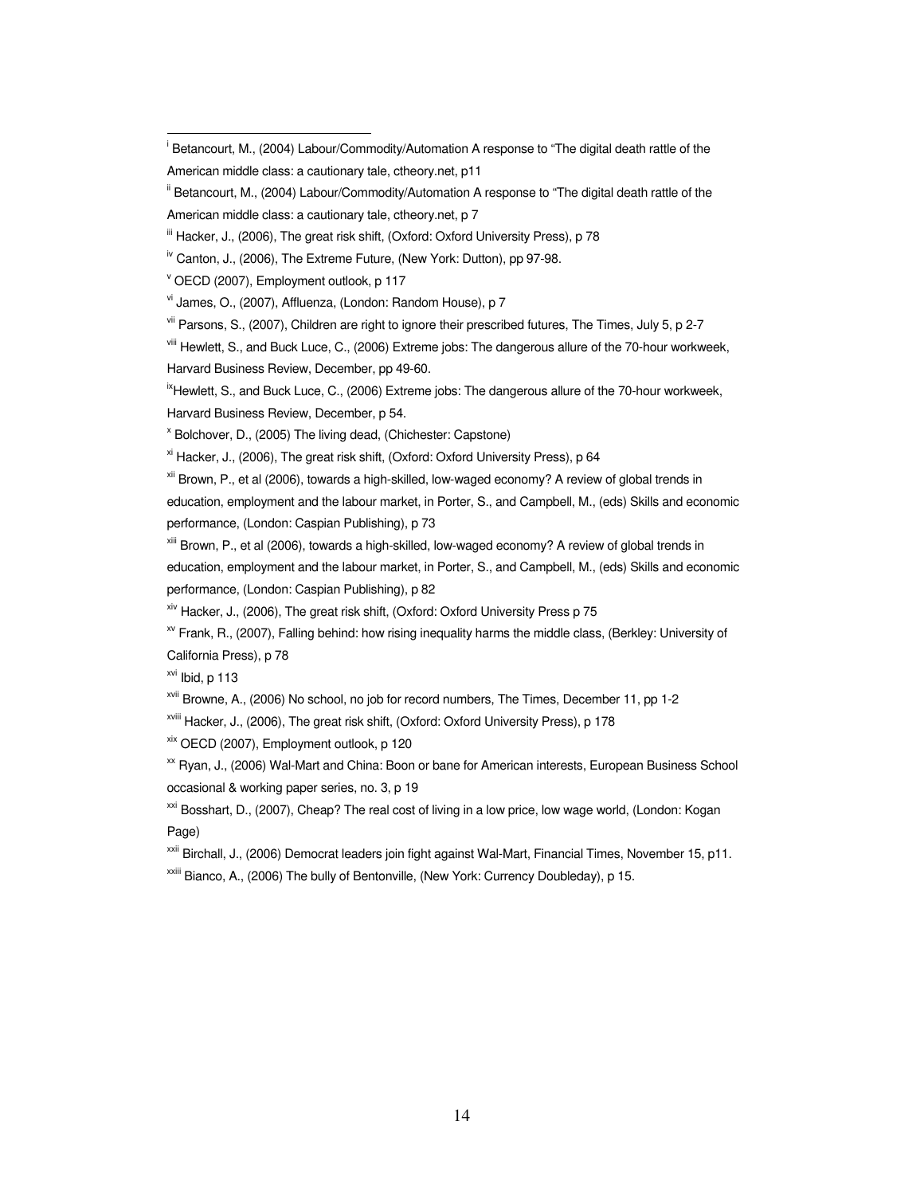[i] Betancourt, M., (2004) Labour/Commodity/Automation A response to "The digital death rattle of the American middle class: a cautionary tale, ctheory.net, p11

[ii] Betancourt, M., (2004) Labour/Commodity/Automation A response to "The digital death rattle of the American middle class: a cautionary tale, ctheory.net, p 7

[iii] Hacker, J., (2006), The great risk shift, (Oxford: Oxford University Press), p 78

[iv] Canton, J., (2006), The Extreme Future, (New York: Dutton), pp 97-98.

[v] OECD (2007), Employment outlook, p 117

[vi] James, O., (2007), Affluenza, (London: Random House), p 7

[vii] Parsons, S., (2007), Children are right to ignore their prescribed futures, The Times, July 5, p 2-7

[viii] Hewlett, S., and Buck Luce, C., (2006) Extreme jobs: The dangerous allure of the 70-hour workweek, Harvard Business Review, December, pp 49-60.

[ix] Hewlett, S., and Buck Luce, C., (2006) Extreme jobs: The dangerous allure of the 70-hour workweek, Harvard Business Review, December, p 54.

[x] Bolchover, D., (2005) The living dead, (Chichester: Capstone)

[xi] Hacker, J., (2006), The great risk shift, (Oxford: Oxford University Press), p 64

[xii] Brown, P., et al (2006), towards a high-skilled, low-waged economy? A review of global trends in education, employment and the labour market, in Porter, S., and Campbell, M., (eds) Skills and economic performance, (London: Caspian Publishing), p 73

[xiii] Brown, P., et al (2006), towards a high-skilled, low-waged economy? A review of global trends in education, employment and the labour market, in Porter, S., and Campbell, M., (eds) Skills and economic performance, (London: Caspian Publishing), p 82

[xiv] Hacker, J., (2006), The great risk shift, (Oxford: Oxford University Press p 75

[xv] Frank, R., (2007), Falling behind: how rising inequality harms the middle class, (Berkley: University of California Press), p 78

[xvi] Ibid, p 113

[xvii] Browne, A., (2006) No school, no job for record numbers, The Times, December 11, pp 1-2

[xviii] Hacker, J., (2006), The great risk shift, (Oxford: Oxford University Press), p 178

[xix] OECD (2007), Employment outlook, p 120

[xx] Ryan, J., (2006) Wal-Mart and China: Boon or bane for American interests, European Business School occasional & working paper series, no. 3, p 19

[xxi] Bosshart, D., (2007), Cheap? The real cost of living in a low price, low wage world, (London: Kogan Page)

[xxii] Birchall, J., (2006) Democrat leaders join fight against Wal-Mart, Financial Times, November 15, p11.

[xxiii] Bianco, A., (2006) The bully of Bentonville, (New York: Currency Doubleday), p 15.